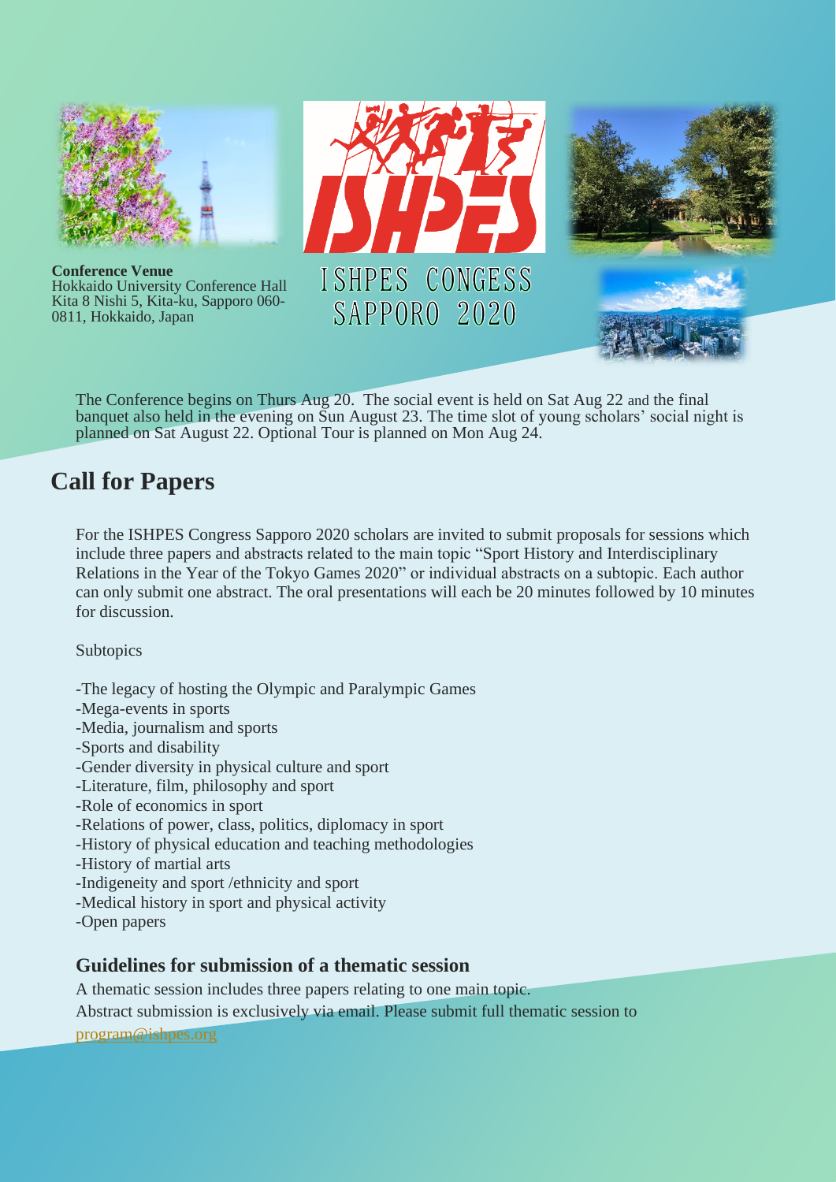**Conference Venue**
Hokkaido University Conference Hall
Kita 8 Nishi 5, Kita-ku, Sapporo 060-0811, Hokkaido, Japan

ISHPES

ISHPES CONGESS SAPPORO 2020

The Conference begins on Thurs Aug 20. The social event is held on Sat Aug 22 and the final banquet also held in the evening on Sun August 23. The time slot of young scholars' social night is planned on Sat August 22. Optional Tour is planned on Mon Aug 24.

## Call for Papers

For the ISHPES Congress Sapporo 2020 scholars are invited to submit proposals for sessions which include three papers and abstracts related to the main topic "Sport History and Interdisciplinary Relations in the Year of the Tokyo Games 2020" or individual abstracts on a subtopic. Each author can only submit one abstract. The oral presentations will each be 20 minutes followed by 10 minutes for discussion.

Subtopics

-The legacy of hosting the Olympic and Paralympic Games
-Mega-events in sports
-Media, journalism and sports
-Sports and disability
-Gender diversity in physical culture and sport
-Literature, film, philosophy and sport
-Role of economics in sport
-Relations of power, class, politics, diplomacy in sport
-History of physical education and teaching methodologies
-History of martial arts
-Indigeneity and sport /ethnicity and sport
-Medical history in sport and physical activity
-Open papers

### Guidelines for submission of a thematic session

A thematic session includes three papers relating to one main topic.
Abstract submission is exclusively via email. Please submit full thematic session to program@ishpes.org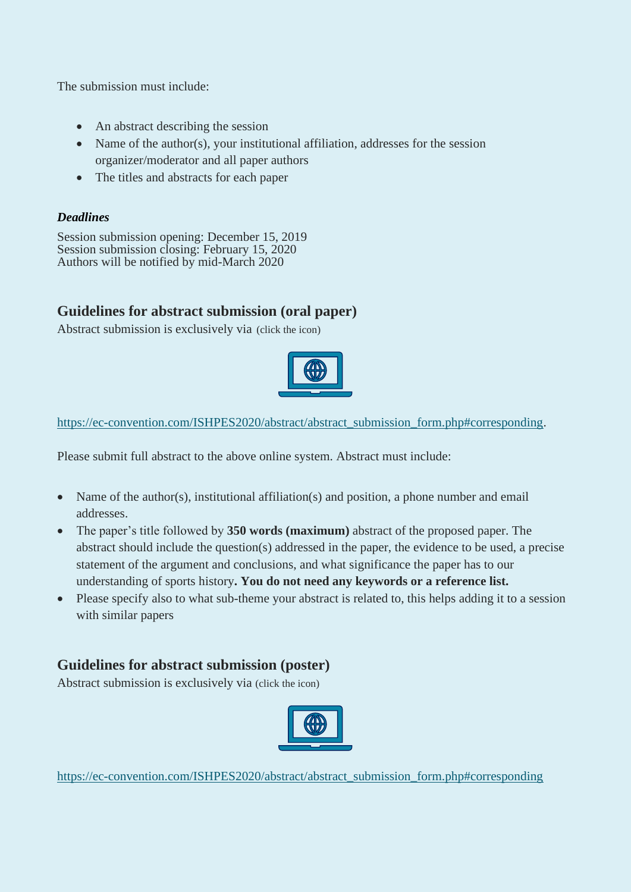The submission must include:

- An abstract describing the session
- Name of the author(s), your institutional affiliation, addresses for the session organizer/moderator and all paper authors
- The titles and abstracts for each paper

***Deadlines***

Session submission opening: December 15, 2019
Session submission closing: February 15, 2020
Authors will be notified by mid-March 2020

## Guidelines for abstract submission (oral paper)

Abstract submission is exclusively via (click the icon)

https://ec-convention.com/ISHPES2020/abstract/abstract_submission_form.php#corresponding.

Please submit full abstract to the above online system. Abstract must include:

- Name of the author(s), institutional affiliation(s) and position, a phone number and email addresses.
- The paper's title followed by **350 words (maximum)** abstract of the proposed paper. The abstract should include the question(s) addressed in the paper, the evidence to be used, a precise statement of the argument and conclusions, and what significance the paper has to our understanding of sports history**. You do not need any keywords or a reference list.**
- Please specify also to what sub-theme your abstract is related to, this helps adding it to a session with similar papers

## Guidelines for abstract submission (poster)

Abstract submission is exclusively via (click the icon)

https://ec-convention.com/ISHPES2020/abstract/abstract_submission_form.php#corresponding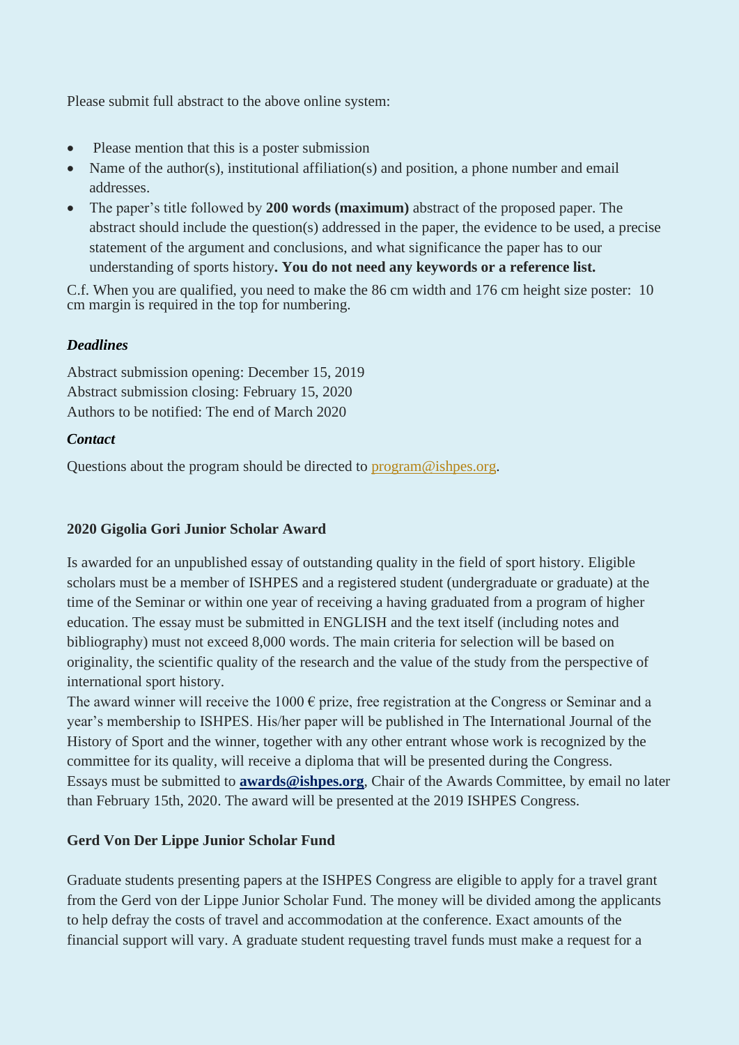Please submit full abstract to the above online system:

- Please mention that this is a poster submission
- Name of the author(s), institutional affiliation(s) and position, a phone number and email addresses.
- The paper's title followed by **200 words (maximum)** abstract of the proposed paper. The abstract should include the question(s) addressed in the paper, the evidence to be used, a precise statement of the argument and conclusions, and what significance the paper has to our understanding of sports history**. You do not need any keywords or a reference list.**

C.f. When you are qualified, you need to make the 86 cm width and 176 cm height size poster: 10 cm margin is required in the top for numbering.

***Deadlines***

Abstract submission opening: December 15, 2019
Abstract submission closing: February 15, 2020
Authors to be notified: The end of March 2020

***Contact***

Questions about the program should be directed to program@ishpes.org.

**2020 Gigolia Gori Junior Scholar Award**

Is awarded for an unpublished essay of outstanding quality in the field of sport history. Eligible scholars must be a member of ISHPES and a registered student (undergraduate or graduate) at the time of the Seminar or within one year of receiving a having graduated from a program of higher education. The essay must be submitted in ENGLISH and the text itself (including notes and bibliography) must not exceed 8,000 words. The main criteria for selection will be based on originality, the scientific quality of the research and the value of the study from the perspective of international sport history.
The award winner will receive the 1000 € prize, free registration at the Congress or Seminar and a year's membership to ISHPES. His/her paper will be published in The International Journal of the History of Sport and the winner, together with any other entrant whose work is recognized by the committee for its quality, will receive a diploma that will be presented during the Congress.
Essays must be submitted to **awards@ishpes.org**, Chair of the Awards Committee, by email no later than February 15th, 2020. The award will be presented at the 2019 ISHPES Congress.

**Gerd Von Der Lippe Junior Scholar Fund**

Graduate students presenting papers at the ISHPES Congress are eligible to apply for a travel grant from the Gerd von der Lippe Junior Scholar Fund. The money will be divided among the applicants to help defray the costs of travel and accommodation at the conference. Exact amounts of the financial support will vary. A graduate student requesting travel funds must make a request for a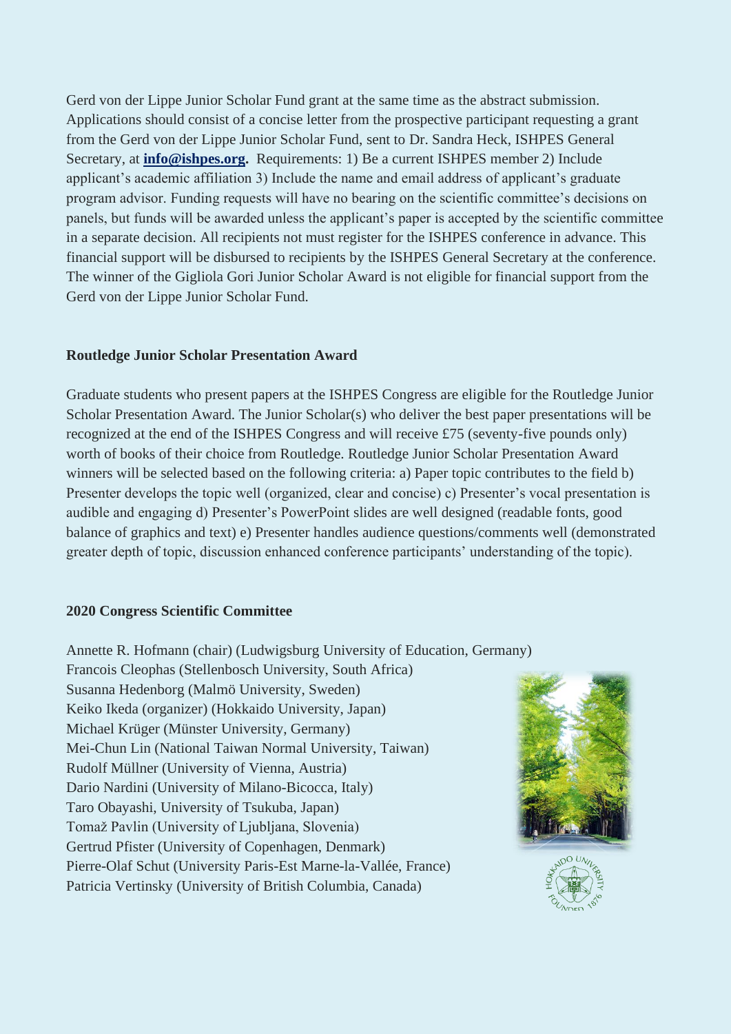Gerd von der Lippe Junior Scholar Fund grant at the same time as the abstract submission. Applications should consist of a concise letter from the prospective participant requesting a grant from the Gerd von der Lippe Junior Scholar Fund, sent to Dr. Sandra Heck, ISHPES General Secretary, at **info@ishpes.org.** Requirements: 1) Be a current ISHPES member 2) Include applicant's academic affiliation 3) Include the name and email address of applicant's graduate program advisor. Funding requests will have no bearing on the scientific committee's decisions on panels, but funds will be awarded unless the applicant's paper is accepted by the scientific committee in a separate decision. All recipients not must register for the ISHPES conference in advance. This financial support will be disbursed to recipients by the ISHPES General Secretary at the conference. The winner of the Gigliola Gori Junior Scholar Award is not eligible for financial support from the Gerd von der Lippe Junior Scholar Fund.

**Routledge Junior Scholar Presentation Award**

Graduate students who present papers at the ISHPES Congress are eligible for the Routledge Junior Scholar Presentation Award. The Junior Scholar(s) who deliver the best paper presentations will be recognized at the end of the ISHPES Congress and will receive £75 (seventy-five pounds only) worth of books of their choice from Routledge. Routledge Junior Scholar Presentation Award winners will be selected based on the following criteria: a) Paper topic contributes to the field b) Presenter develops the topic well (organized, clear and concise) c) Presenter's vocal presentation is audible and engaging d) Presenter's PowerPoint slides are well designed (readable fonts, good balance of graphics and text) e) Presenter handles audience questions/comments well (demonstrated greater depth of topic, discussion enhanced conference participants' understanding of the topic).

**2020 Congress Scientific Committee**

Annette R. Hofmann (chair) (Ludwigsburg University of Education, Germany)
Francois Cleophas (Stellenbosch University, South Africa)
Susanna Hedenborg (Malmö University, Sweden)
Keiko Ikeda (organizer) (Hokkaido University, Japan)
Michael Krüger (Münster University, Germany)
Mei-Chun Lin (National Taiwan Normal University, Taiwan)
Rudolf Müllner (University of Vienna, Austria)
Dario Nardini (University of Milano-Bicocca, Italy)
Taro Obayashi, University of Tsukuba, Japan)
Tomaž Pavlin (University of Ljubljana, Slovenia)
Gertrud Pfister (University of Copenhagen, Denmark)
Pierre-Olaf Schut (University Paris-Est Marne-la-Vallée, France)
Patricia Vertinsky (University of British Columbia, Canada)